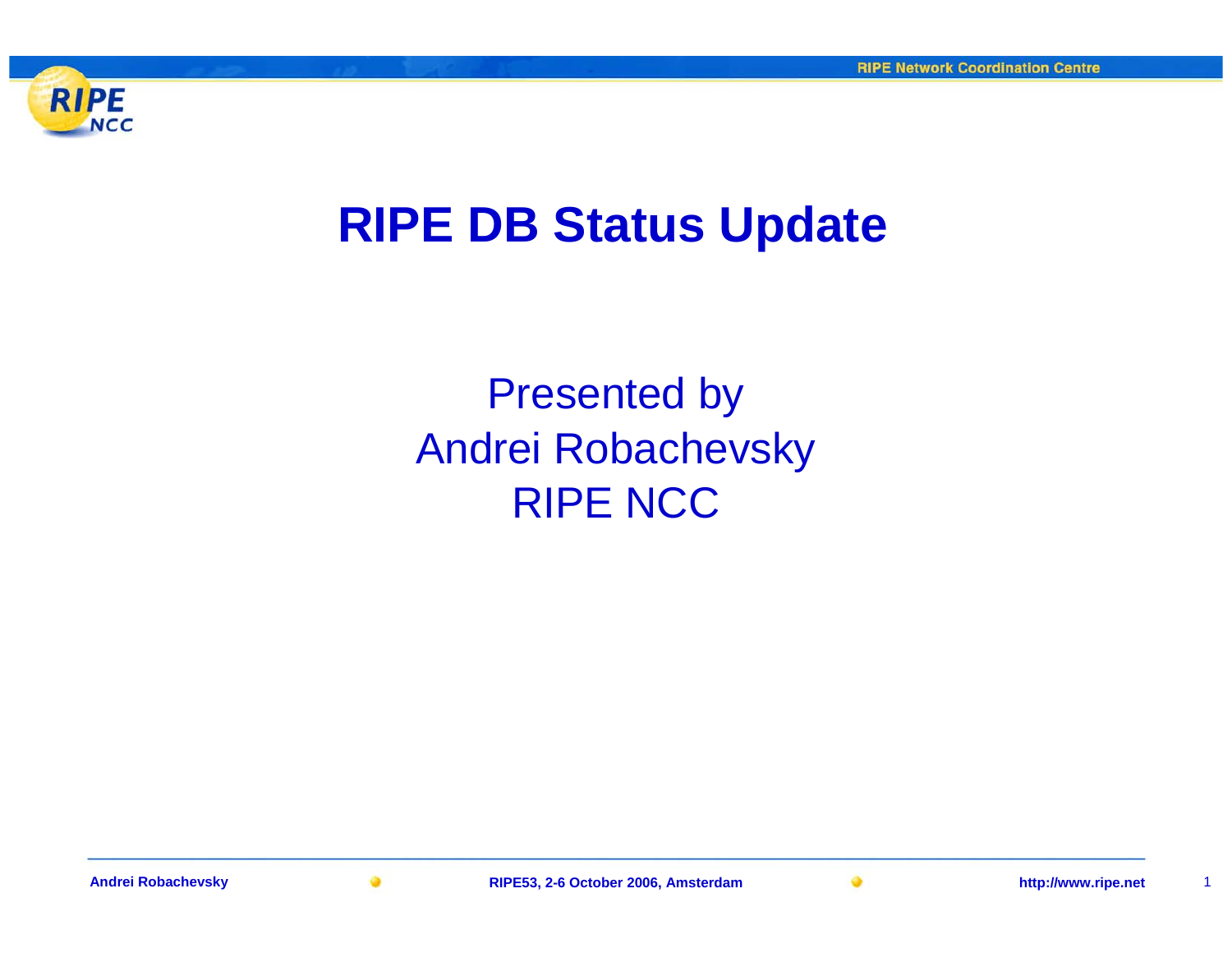# RIPE DB Status Update

Presented by
Andrei Robachevsky
RIPE NCC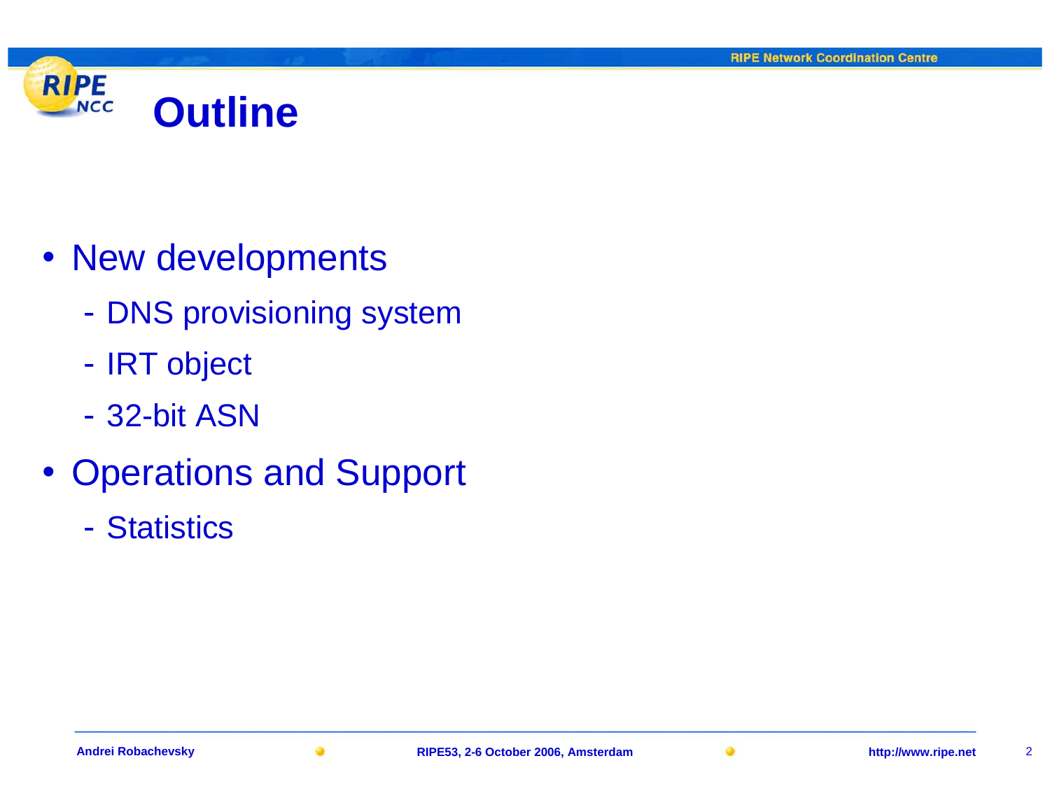# Outline

- New developments
  - DNS provisioning system
  - IRT object
  - 32-bit ASN
- Operations and Support
  - Statistics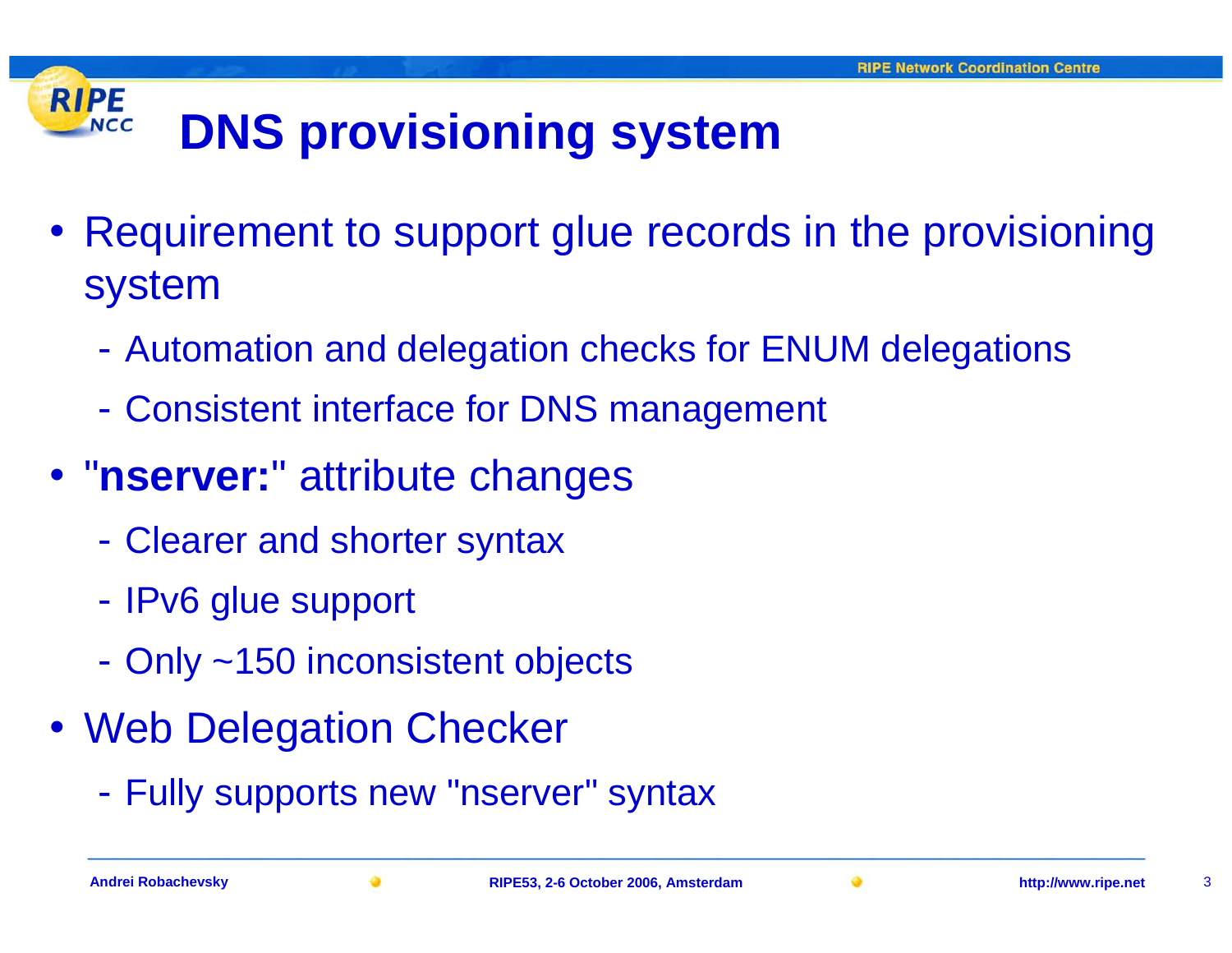# DNS provisioning system

- Requirement to support glue records in the provisioning system
  - Automation and delegation checks for ENUM delegations
  - Consistent interface for DNS management
- "**nserver:**" attribute changes
  - Clearer and shorter syntax
  - IPv6 glue support
  - Only ~150 inconsistent objects
- Web Delegation Checker
  - Fully supports new "nserver" syntax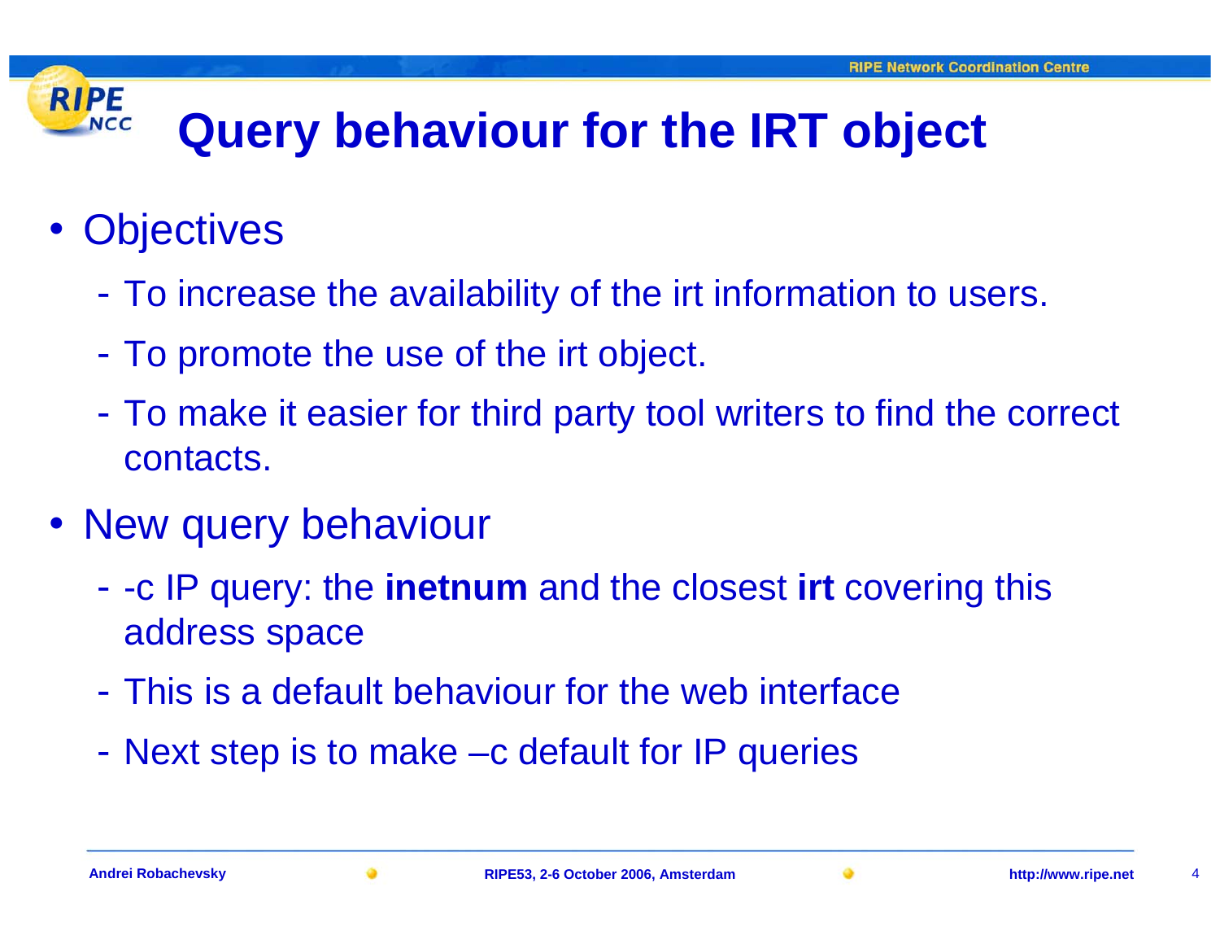# Query behaviour for the IRT object

- Objectives
  - To increase the availability of the irt information to users.
  - To promote the use of the irt object.
  - To make it easier for third party tool writers to find the correct contacts.
- New query behaviour
  - -c IP query: the **inetnum** and the closest **irt** covering this address space
  - This is a default behaviour for the web interface
  - Next step is to make –c default for IP queries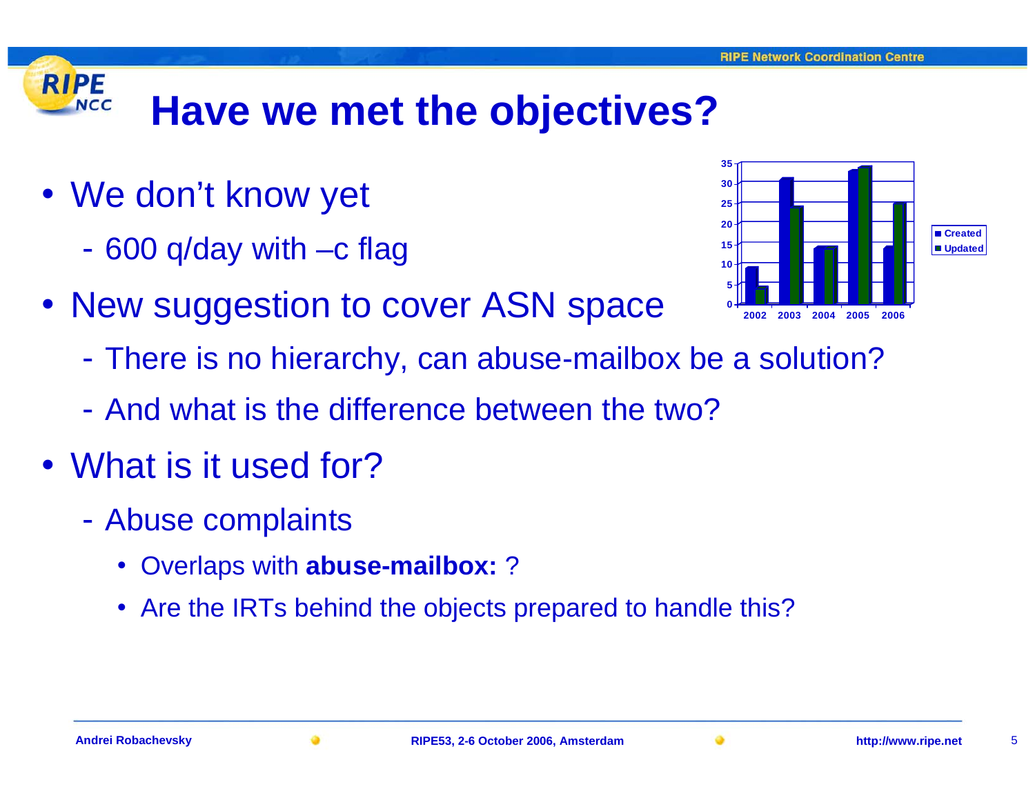# Have we met the objectives?

- We don't know yet
  - 600 q/day with –c flag
- New suggestion to cover ASN space
  - There is no hierarchy, can abuse-mailbox be a solution?
  - And what is the difference between the two?
- What is it used for?
  - Abuse complaints
    - Overlaps with **abuse-mailbox:** ?
    - Are the IRTs behind the objects prepared to handle this?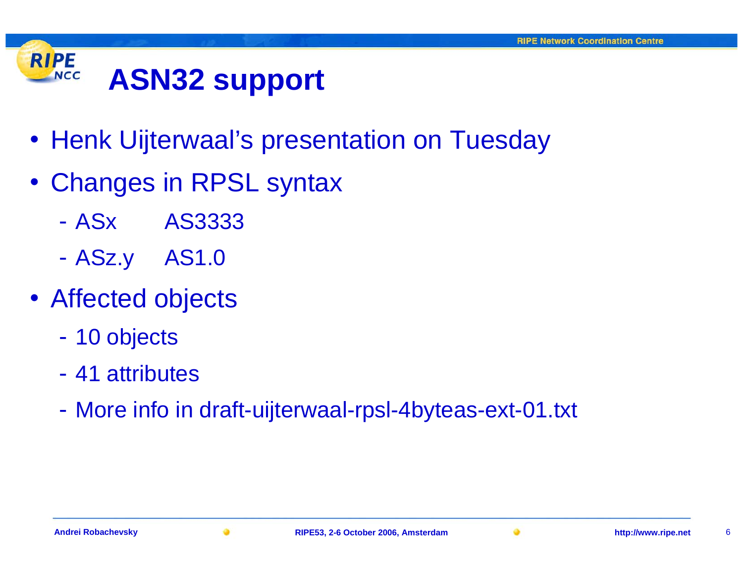# ASN32 support

- Henk Uijterwaal's presentation on Tuesday
- Changes in RPSL syntax
  - ASx      AS3333
  - ASz.y    AS1.0
- Affected objects
  - 10 objects
  - 41 attributes
  - More info in draft-uijterwaal-rpsl-4byteas-ext-01.txt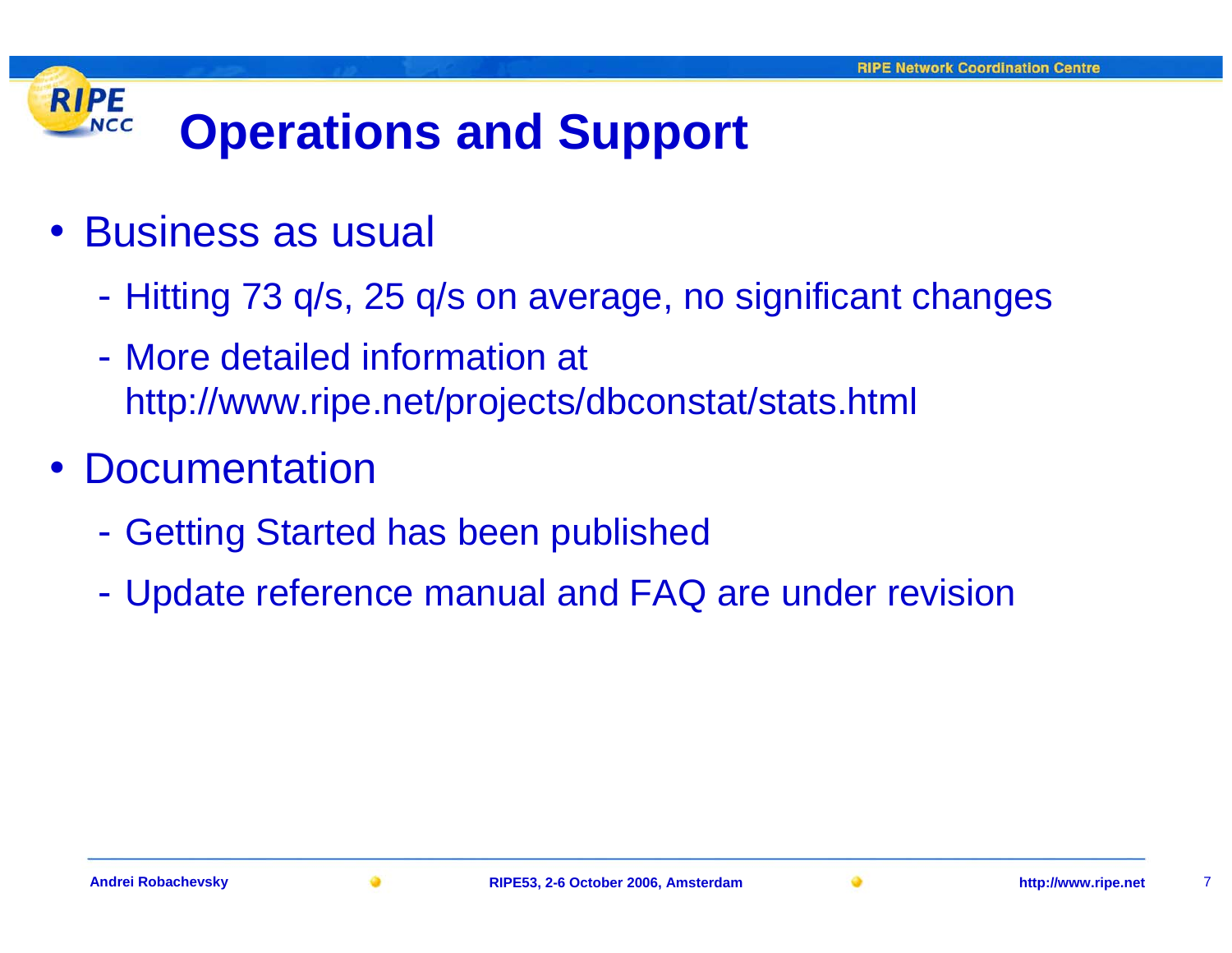# Operations and Support

- Business as usual
  - Hitting 73 q/s, 25 q/s on average, no significant changes
  - More detailed information at http://www.ripe.net/projects/dbconstat/stats.html
- Documentation
  - Getting Started has been published
  - Update reference manual and FAQ are under revision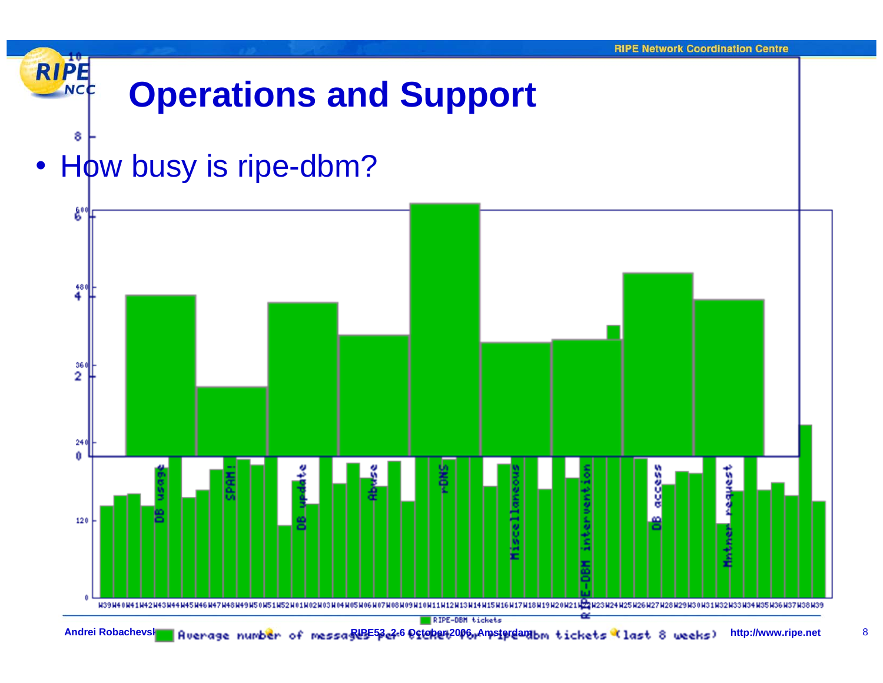# Operations and Support

- How busy is ripe-dbm?

Average number of messages per ticket for ripe-dbm tickets (last 8 weeks)

RIPE-DBM tickets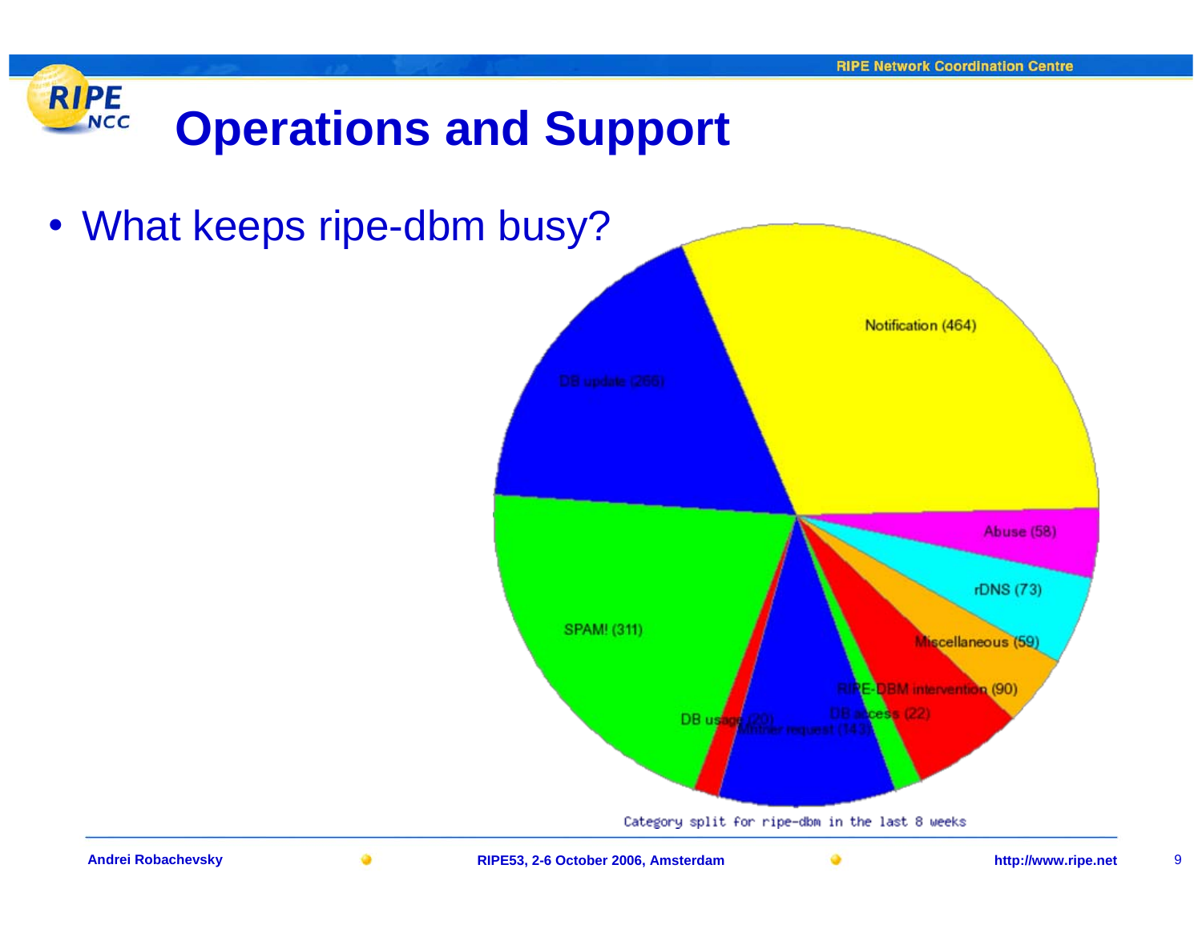# Operations and Support

- What keeps ripe-dbm busy?

Notification (464)

DB update (286)

SPAM! (311)

Abuse (58)

rDNS (73)

Miscellaneous (59)

RIPE-DBM intervention (90)

DB access (22)

Mntner request (143)

DB usage (20)

Category split for ripe-dbm in the last 8 weeks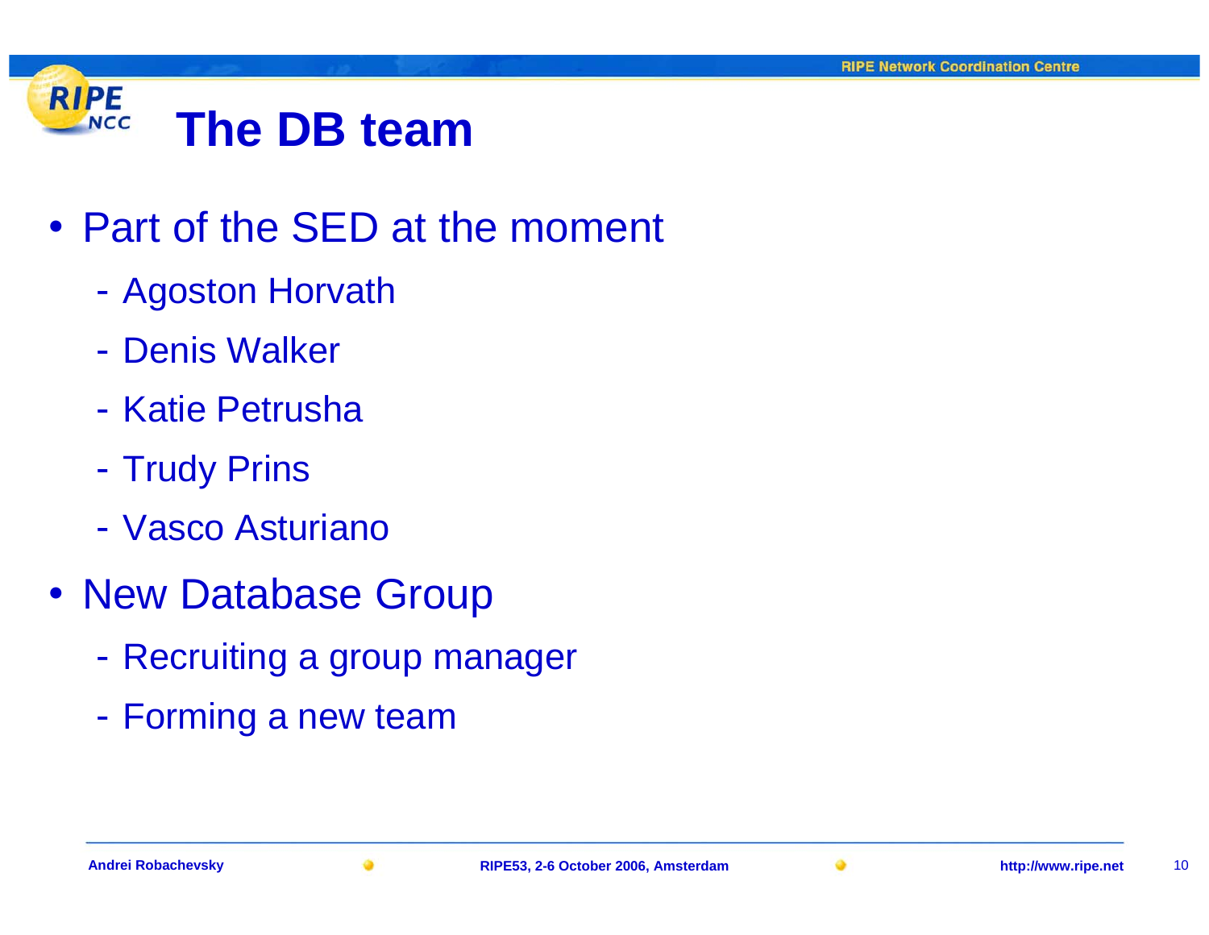# The DB team

- Part of the SED at the moment
  - Agoston Horvath
  - Denis Walker
  - Katie Petrusha
  - Trudy Prins
  - Vasco Asturiano
- New Database Group
  - Recruiting a group manager
  - Forming a new team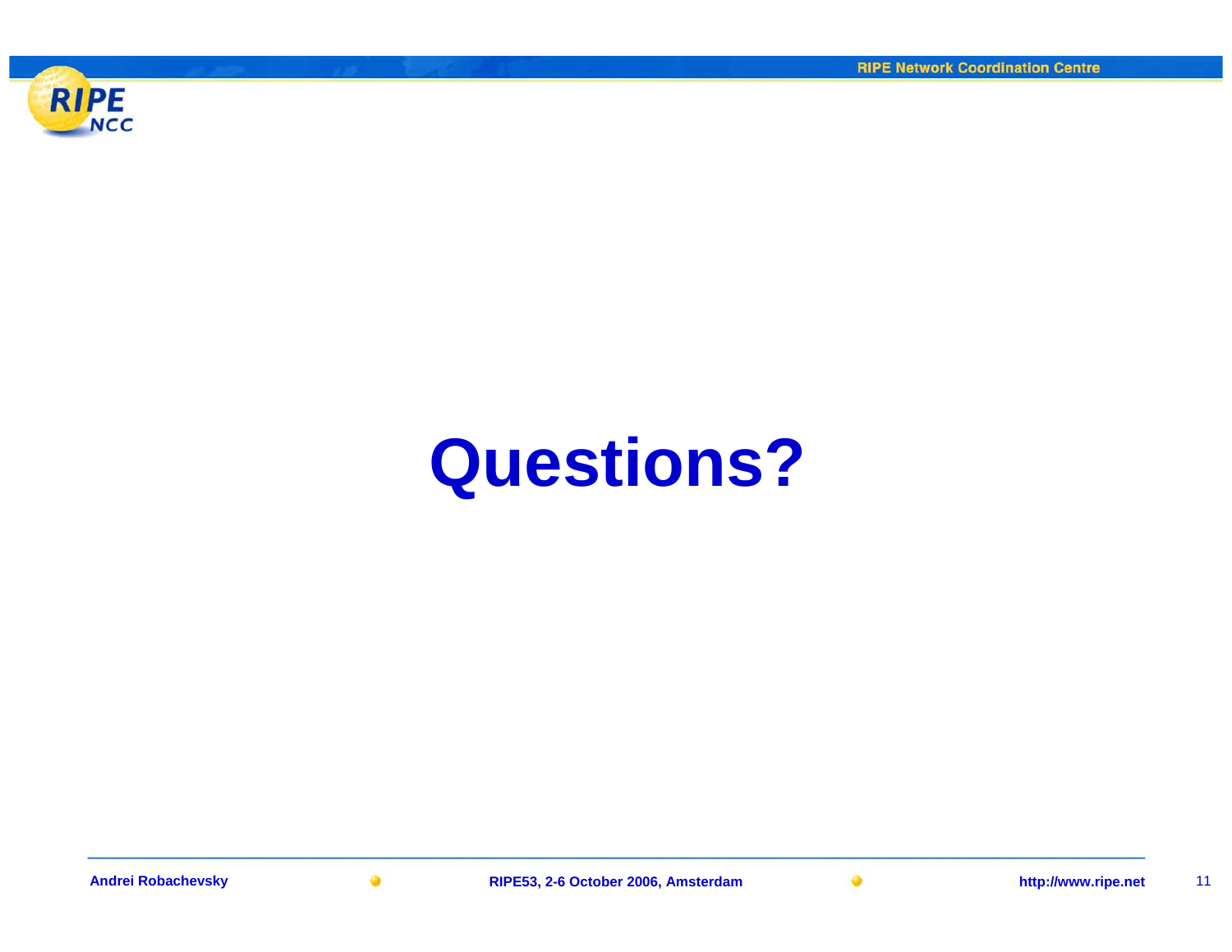# Questions?